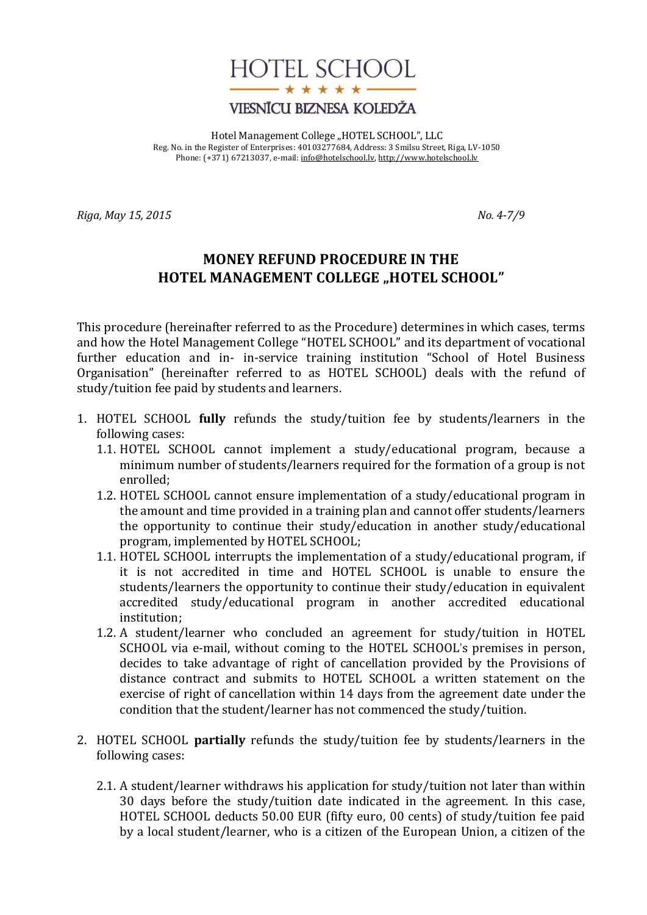# HOTEL SCHOOL

★ ★ ★ ★ ★

VIESNĪCU BIZNESA KOLEDŽA

Hotel Management College „HOTEL SCHOOL", LLC
Reg. No. in the Register of Enterprises: 40103277684, Address: 3 Smilsu Street, Riga, LV-1050
Phone: (+371) 67213037, e-mail: info@hotelschool.lv, http://www.hotelschool.lv

*Riga, May 15, 2015* *No. 4-7/9*

## MONEY REFUND PROCEDURE IN THE HOTEL MANAGEMENT COLLEGE „HOTEL SCHOOL"

This procedure (hereinafter referred to as the Procedure) determines in which cases, terms and how the Hotel Management College "HOTEL SCHOOL" and its department of vocational further education and in- in-service training institution "School of Hotel Business Organisation" (hereinafter referred to as HOTEL SCHOOL) deals with the refund of study/tuition fee paid by students and learners.

1. HOTEL SCHOOL **fully** refunds the study/tuition fee by students/learners in the following cases:
   1.1. HOTEL SCHOOL cannot implement a study/educational program, because a minimum number of students/learners required for the formation of a group is not enrolled;
   1.2. HOTEL SCHOOL cannot ensure implementation of a study/educational program in the amount and time provided in a training plan and cannot offer students/learners the opportunity to continue their study/education in another study/educational program, implemented by HOTEL SCHOOL;
   1.1. HOTEL SCHOOL interrupts the implementation of a study/educational program, if it is not accredited in time and HOTEL SCHOOL is unable to ensure the students/learners the opportunity to continue their study/education in equivalent accredited study/educational program in another accredited educational institution;
   1.2. A student/learner who concluded an agreement for study/tuition in HOTEL SCHOOL via e-mail, without coming to the HOTEL SCHOOL's premises in person, decides to take advantage of right of cancellation provided by the Provisions of distance contract and submits to HOTEL SCHOOL a written statement on the exercise of right of cancellation within 14 days from the agreement date under the condition that the student/learner has not commenced the study/tuition.

2. HOTEL SCHOOL **partially** refunds the study/tuition fee by students/learners in the following cases:

   2.1. A student/learner withdraws his application for study/tuition not later than within 30 days before the study/tuition date indicated in the agreement. In this case, HOTEL SCHOOL deducts 50.00 EUR (fifty euro, 00 cents) of study/tuition fee paid by a local student/learner, who is a citizen of the European Union, a citizen of the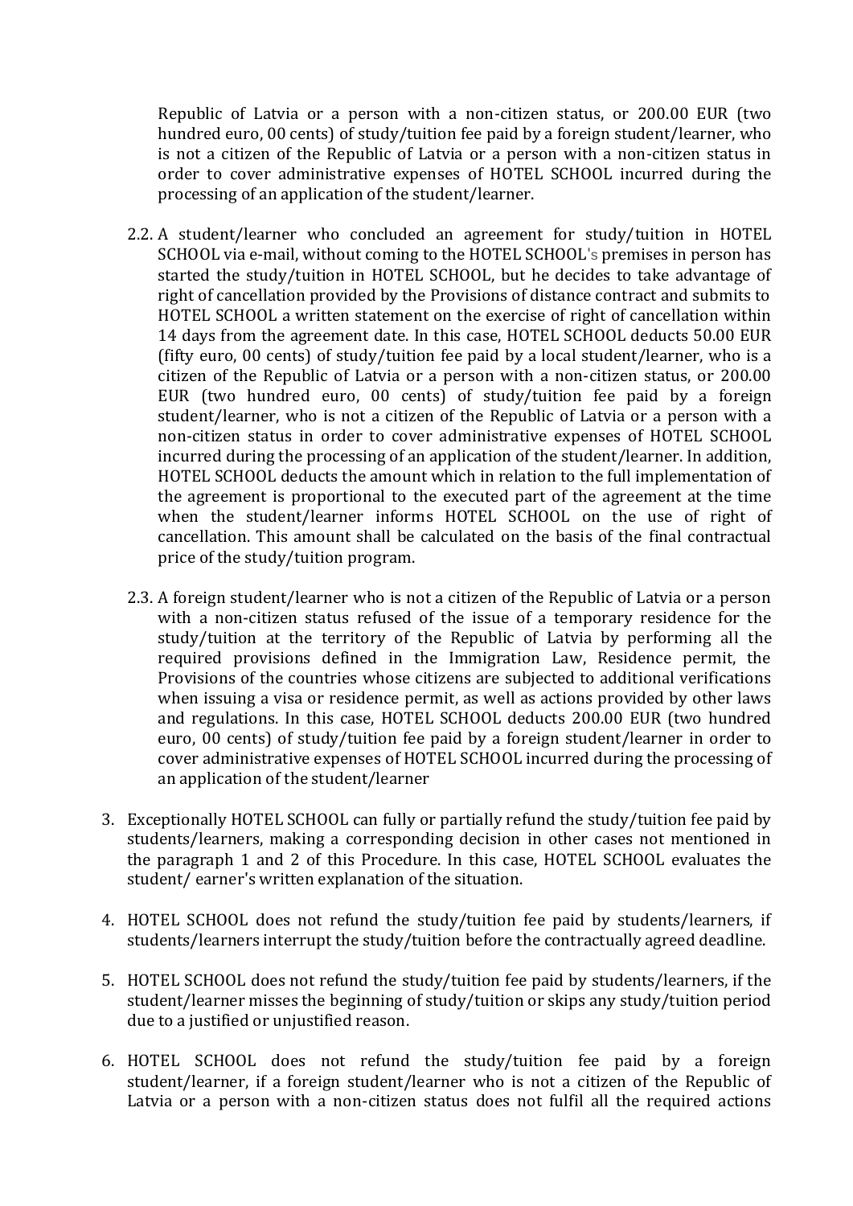Republic of Latvia or a person with a non-citizen status, or 200.00 EUR (two hundred euro, 00 cents) of study/tuition fee paid by a foreign student/learner, who is not a citizen of the Republic of Latvia or a person with a non-citizen status in order to cover administrative expenses of HOTEL SCHOOL incurred during the processing of an application of the student/learner.

2.2. A student/learner who concluded an agreement for study/tuition in HOTEL SCHOOL via e-mail, without coming to the HOTEL SCHOOL's premises in person has started the study/tuition in HOTEL SCHOOL, but he decides to take advantage of right of cancellation provided by the Provisions of distance contract and submits to HOTEL SCHOOL a written statement on the exercise of right of cancellation within 14 days from the agreement date. In this case, HOTEL SCHOOL deducts 50.00 EUR (fifty euro, 00 cents) of study/tuition fee paid by a local student/learner, who is a citizen of the Republic of Latvia or a person with a non-citizen status, or 200.00 EUR (two hundred euro, 00 cents) of study/tuition fee paid by a foreign student/learner, who is not a citizen of the Republic of Latvia or a person with a non-citizen status in order to cover administrative expenses of HOTEL SCHOOL incurred during the processing of an application of the student/learner. In addition, HOTEL SCHOOL deducts the amount which in relation to the full implementation of the agreement is proportional to the executed part of the agreement at the time when the student/learner informs HOTEL SCHOOL on the use of right of cancellation. This amount shall be calculated on the basis of the final contractual price of the study/tuition program.

2.3. A foreign student/learner who is not a citizen of the Republic of Latvia or a person with a non-citizen status refused of the issue of a temporary residence for the study/tuition at the territory of the Republic of Latvia by performing all the required provisions defined in the Immigration Law, Residence permit, the Provisions of the countries whose citizens are subjected to additional verifications when issuing a visa or residence permit, as well as actions provided by other laws and regulations. In this case, HOTEL SCHOOL deducts 200.00 EUR (two hundred euro, 00 cents) of study/tuition fee paid by a foreign student/learner in order to cover administrative expenses of HOTEL SCHOOL incurred during the processing of an application of the student/learner

3. Exceptionally HOTEL SCHOOL can fully or partially refund the study/tuition fee paid by students/learners, making a corresponding decision in other cases not mentioned in the paragraph 1 and 2 of this Procedure. In this case, HOTEL SCHOOL evaluates the student/ earner's written explanation of the situation.

4. HOTEL SCHOOL does not refund the study/tuition fee paid by students/learners, if students/learners interrupt the study/tuition before the contractually agreed deadline.

5. HOTEL SCHOOL does not refund the study/tuition fee paid by students/learners, if the student/learner misses the beginning of study/tuition or skips any study/tuition period due to a justified or unjustified reason.

6. HOTEL SCHOOL does not refund the study/tuition fee paid by a foreign student/learner, if a foreign student/learner who is not a citizen of the Republic of Latvia or a person with a non-citizen status does not fulfil all the required actions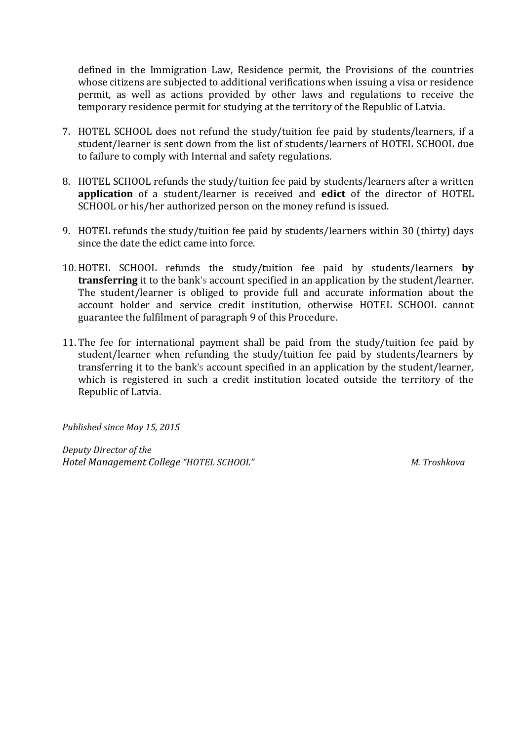defined in the Immigration Law, Residence permit, the Provisions of the countries whose citizens are subjected to additional verifications when issuing a visa or residence permit, as well as actions provided by other laws and regulations to receive the temporary residence permit for studying at the territory of the Republic of Latvia.

7. HOTEL SCHOOL does not refund the study/tuition fee paid by students/learners, if a student/learner is sent down from the list of students/learners of HOTEL SCHOOL due to failure to comply with Internal and safety regulations.

8. HOTEL SCHOOL refunds the study/tuition fee paid by students/learners after a written **application** of a student/learner is received and **edict** of the director of HOTEL SCHOOL or his/her authorized person on the money refund is issued.

9. HOTEL refunds the study/tuition fee paid by students/learners within 30 (thirty) days since the date the edict came into force.

10. HOTEL SCHOOL refunds the study/tuition fee paid by students/learners **by transferring** it to the bank's account specified in an application by the student/learner. The student/learner is obliged to provide full and accurate information about the account holder and service credit institution, otherwise HOTEL SCHOOL cannot guarantee the fulfilment of paragraph 9 of this Procedure.

11. The fee for international payment shall be paid from the study/tuition fee paid by student/learner when refunding the study/tuition fee paid by students/learners by transferring it to the bank's account specified in an application by the student/learner, which is registered in such a credit institution located outside the territory of the Republic of Latvia.

*Published since May 15, 2015*

*Deputy Director of the*
*Hotel Management College "HOTEL SCHOOL"* *M. Troshkova*